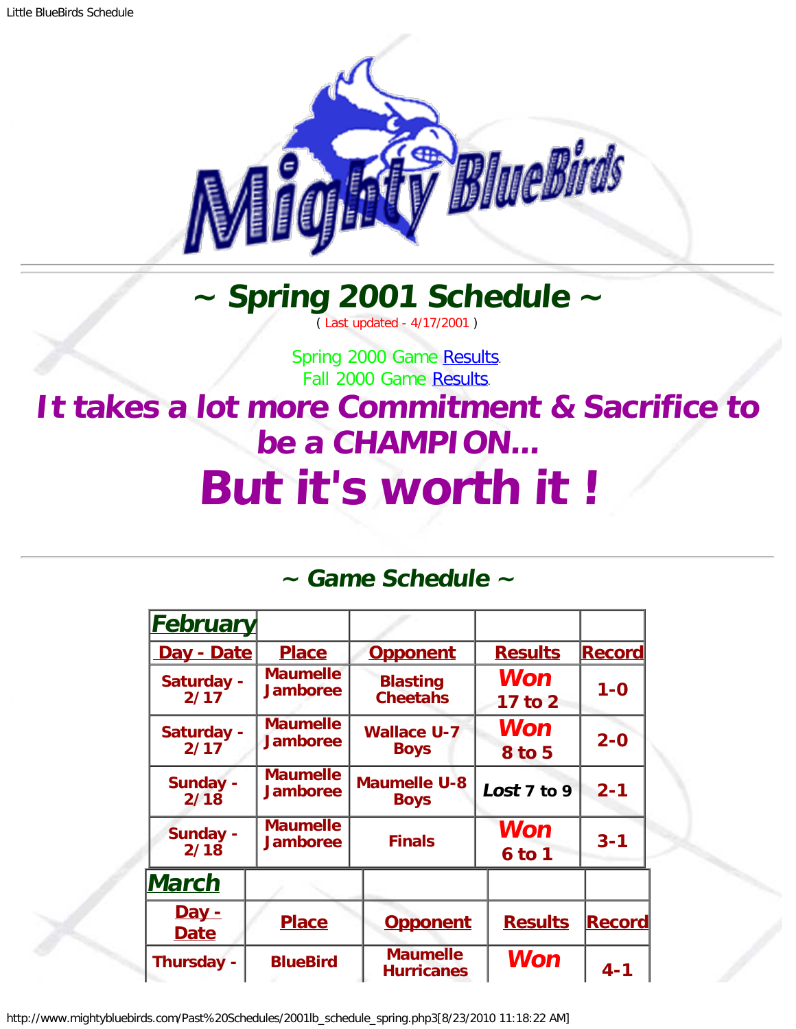# ~ Spring 2001 Schedule ~

( Last updated - 4/17/2001 )

Spring 2000 Game Results.
Fall 2000 Game Results.

## *It takes a lot more Commitment & Sacrifice to be a CHAMPION...*

# *But it's worth it !*

## *~ Game Schedule ~*

| February | | | | |
|---|---|---|---|---|
| Day - Date | Place | Opponent | Results | Record |
| Saturday - 2/17 | Maumelle Jamboree | Blasting Cheetahs | *Won* 17 to 2 | 1-0 |
| Saturday - 2/17 | Maumelle Jamboree | Wallace U-7 Boys | *Won* 8 to 5 | 2-0 |
| Sunday - 2/18 | Maumelle Jamboree | Maumelle U-8 Boys | *Lost* 7 to 9 | 2-1 |
| Sunday - 2/18 | Maumelle Jamboree | Finals | *Won* 6 to 1 | 3-1 |

| March | | | | |
|---|---|---|---|---|
| Day - Date | Place | Opponent | Results | Record |
| Thursday - | BlueBird | Maumelle Hurricanes | *Won* | 4-1 |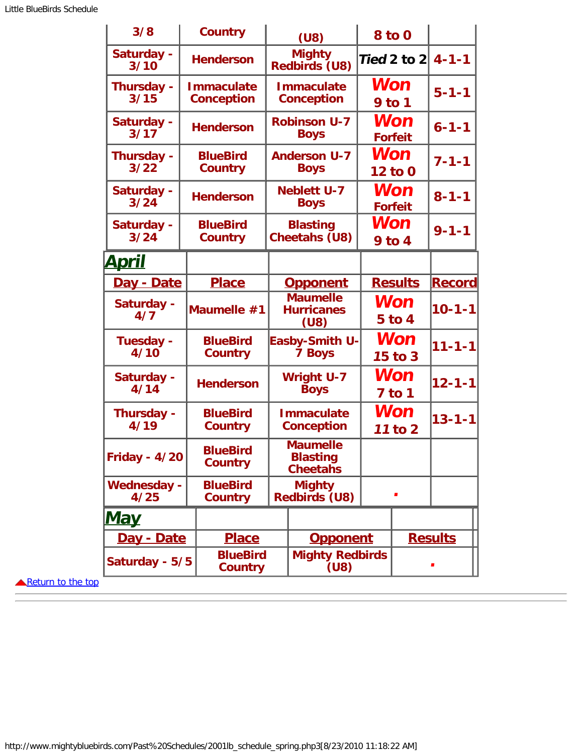| | | | | |
|---|---|---|---|---|
| 3/8 | Country | (U8) | 8 to 0 | |
| Saturday - 3/10 | Henderson | Mighty Redbirds (U8) | *Tied* 2 to 2 | 4-1-1 |
| Thursday - 3/15 | Immaculate Conception | Immaculate Conception | ***Won*** 9 to 1 | 5-1-1 |
| Saturday - 3/17 | Henderson | Robinson U-7 Boys | ***Won*** Forfeit | 6-1-1 |
| Thursday - 3/22 | BlueBird Country | Anderson U-7 Boys | ***Won*** 12 to 0 | 7-1-1 |
| Saturday - 3/24 | Henderson | Neblett U-7 Boys | ***Won*** Forfeit | 8-1-1 |
| Saturday - 3/24 | BlueBird Country | Blasting Cheetahs (U8) | ***Won*** 9 to 4 | 9-1-1 |

| ***April*** | | | | |
|---|---|---|---|---|
| **Day - Date** | **Place** | **Opponent** | **Results** | **Record** |
| Saturday - 4/7 | Maumelle #1 | Maumelle Hurricanes (U8) | ***Won*** 5 to 4 | 10-1-1 |
| Tuesday - 4/10 | BlueBird Country | Easby-Smith U-7 Boys | ***Won*** *15* to 3 | 11-1-1 |
| Saturday - 4/14 | Henderson | Wright U-7 Boys | ***Won*** 7 to 1 | 12-1-1 |
| Thursday - 4/19 | BlueBird Country | Immaculate Conception | ***Won*** *11* to 2 | 13-1-1 |
| Friday - 4/20 | BlueBird Country | Maumelle Blasting Cheetahs | | |
| Wednesday - 4/25 | BlueBird Country | Mighty Redbirds (U8) | . | |

| ***May*** | | | |
|---|---|---|---|
| **Day - Date** | **Place** | **Opponent** | **Results** |
| Saturday - 5/5 | BlueBird Country | Mighty Redbirds (U8) | . |

Return to the top